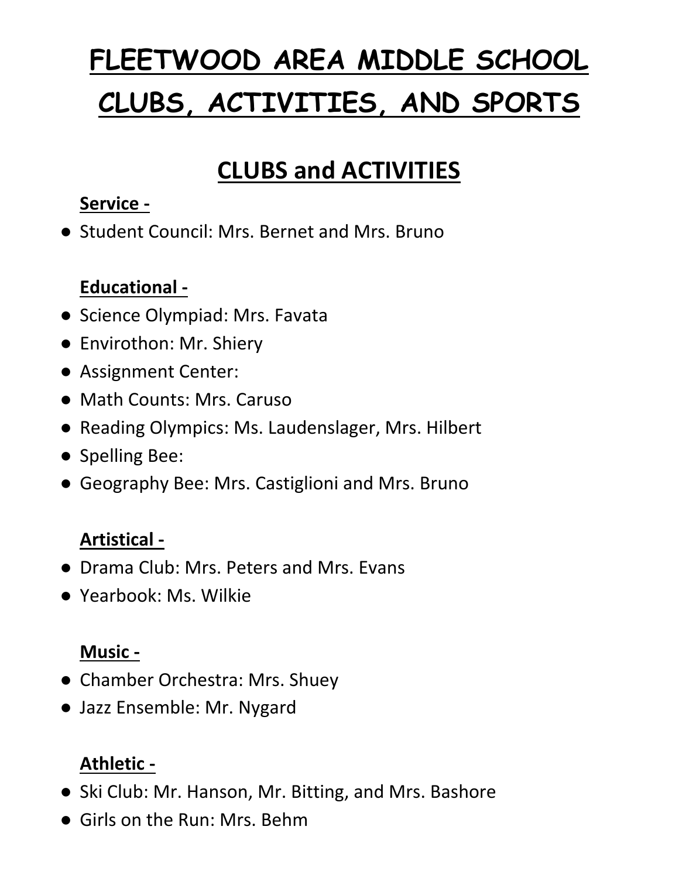# FLEETWOOD AREA MIDDLE SCHOOL CLUBS, ACTIVITIES, AND SPORTS

## CLUBS and ACTIVITIES

### Service -

- Student Council: Mrs. Bernet and Mrs. Bruno

### Educational -

- Science Olympiad: Mrs. Favata
- Envirothon: Mr. Shiery
- Assignment Center:
- Math Counts: Mrs. Caruso
- Reading Olympics: Ms. Laudenslager, Mrs. Hilbert
- Spelling Bee:
- Geography Bee: Mrs. Castiglioni and Mrs. Bruno

### Artistical -

- Drama Club: Mrs. Peters and Mrs. Evans
- Yearbook: Ms. Wilkie

### Music -

- Chamber Orchestra: Mrs. Shuey
- Jazz Ensemble: Mr. Nygard

### Athletic -

- Ski Club: Mr. Hanson, Mr. Bitting, and Mrs. Bashore
- Girls on the Run: Mrs. Behm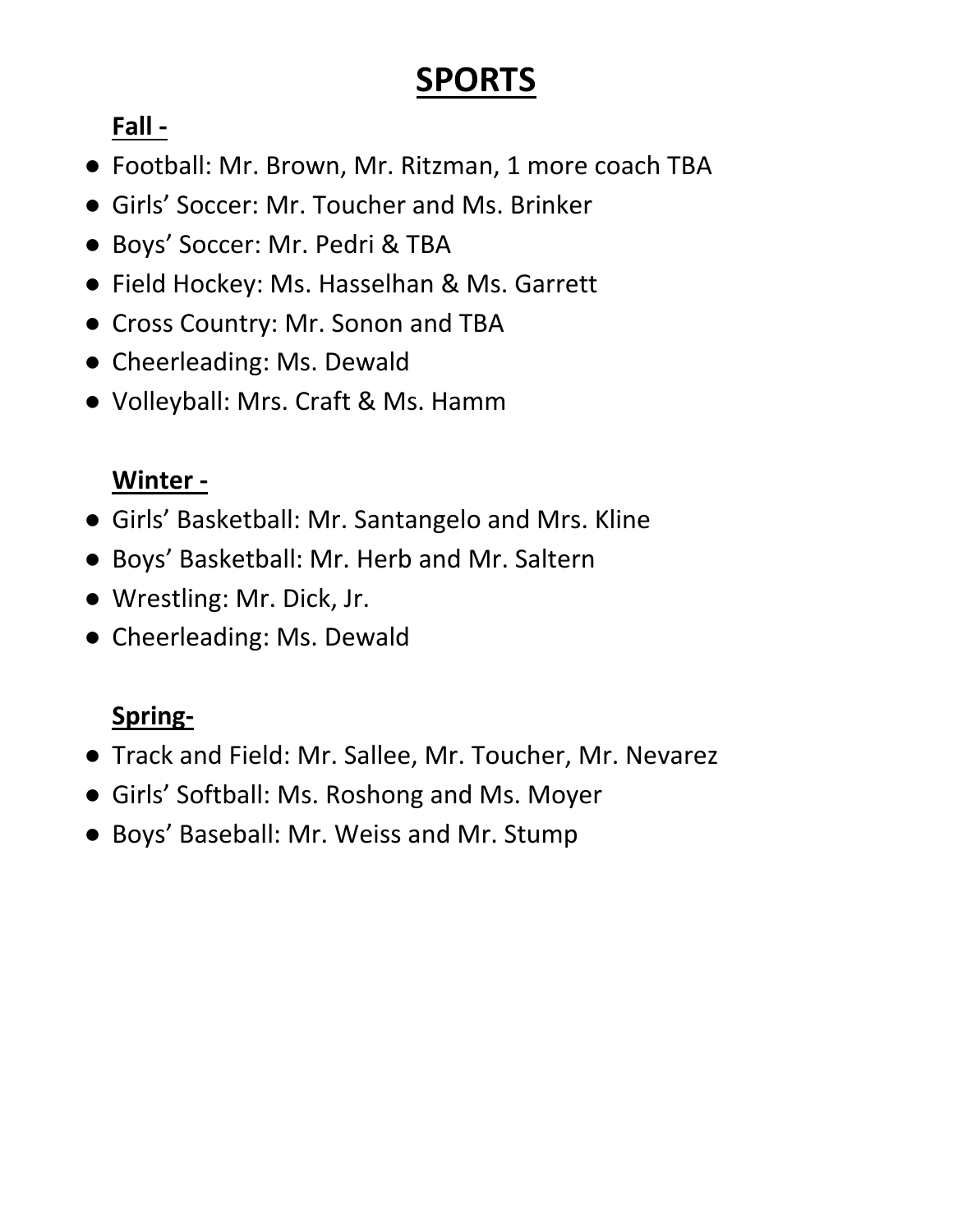# SPORTS

**Fall -**

- Football: Mr. Brown, Mr. Ritzman, 1 more coach TBA
- Girls' Soccer: Mr. Toucher and Ms. Brinker
- Boys' Soccer: Mr. Pedri & TBA
- Field Hockey: Ms. Hasselhan & Ms. Garrett
- Cross Country: Mr. Sonon and TBA
- Cheerleading: Ms. Dewald
- Volleyball: Mrs. Craft & Ms. Hamm

**Winter -**

- Girls' Basketball: Mr. Santangelo and Mrs. Kline
- Boys' Basketball: Mr. Herb and Mr. Saltern
- Wrestling: Mr. Dick, Jr.
- Cheerleading: Ms. Dewald

**Spring-**

- Track and Field: Mr. Sallee, Mr. Toucher, Mr. Nevarez
- Girls' Softball: Ms. Roshong and Ms. Moyer
- Boys' Baseball: Mr. Weiss and Mr. Stump